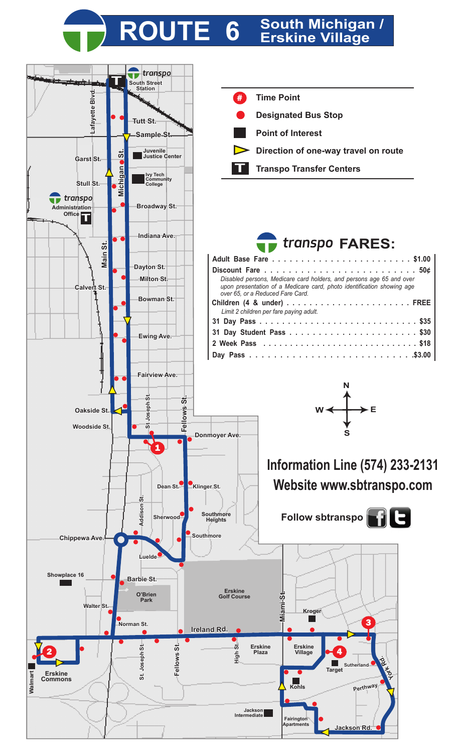# ROUTE 6 South Michigan / Erskine Village

- Time Point
- Designated Bus Stop
- Point of Interest
- Direction of one-way travel on route
- Transpo Transfer Centers

South Street Station

Tutt St. · Sample St. · Garst St. · Juvenile Justice Center · Stull St. · Ivy Tech Community College · transpo Administration Office · Broadway St. · Indiana Ave. · Dayton St. · Milton St. · Calvert St. · Bowman St. · Ewing Ave. · Fairview Ave. · Oakside St. · Woodside St. · Donmoyer Ave. · Dean St. · Klinger St. · Sherwood · Southmore Heights · Southmore · Chippewa Ave. · Luelde · Showplace 16 · Barbie St. · O'Brien Park · Erskine Golf Course · Walter St. · Norman St. · Ireland Rd. · Kroger · Erskine Commons · Walmart · Erskine Plaza · Erskine Village · Target · Sutherland · Kohls · Perthway · York Rd. · Jackson Intermediate · Fairington Apartments · Jackson Rd.

Lafayette Blvd. · Michigan St. · Main St. · St Joseph St. · Fellows St. · Addison St. · High St. · Miami St.

## transpo FARES:

| Fare | Price |
|---|---|
| Adult Base Fare | $1.00 |
| Discount Fare<br>*Disabled persons, Medicare card holders, and persons age 65 and over upon presentation of a Medicare card, photo identification showing age over 65, or a Reduced Fare Card.* | 50¢ |
| Children (4 & under)<br>*Limit 2 children per fare paying adult.* | FREE |
| 31 Day Pass | $35 |
| 31 Day Student Pass | $30 |
| 2 Week Pass | $18 |
| Day Pass | $3.00 |

**Information Line (574) 233-2131**

**Website www.sbtranspo.com**

Follow sbtranspo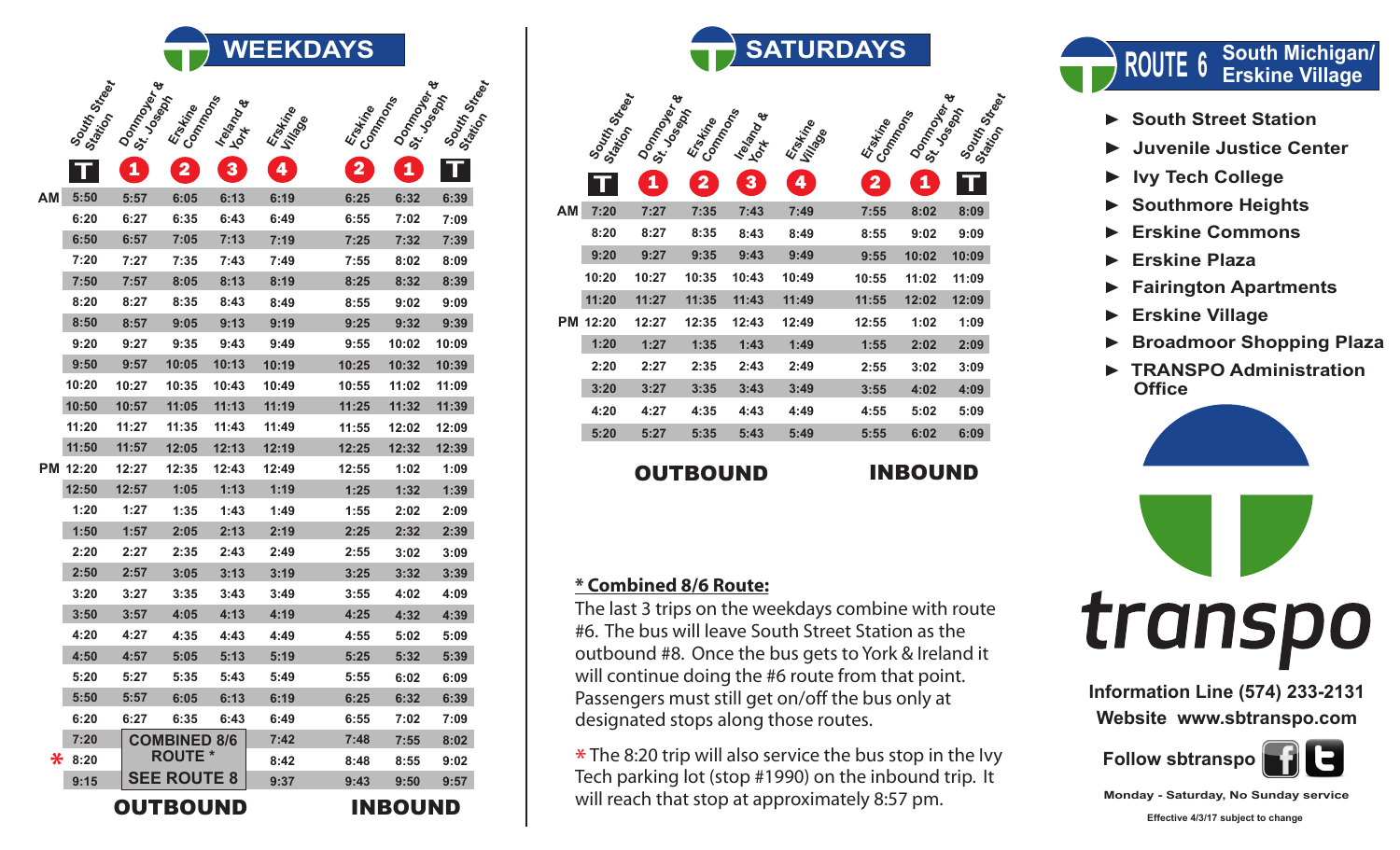# ROUTE 6 South Michigan/ Erskine Village

- South Street Station
- Juvenile Justice Center
- Ivy Tech College
- Southmore Heights
- Erskine Commons
- Erskine Plaza
- Fairington Apartments
- Erskine Village
- Broadmoor Shopping Plaza
- TRANSPO Administration Office

## WEEKDAYS

| | South Street Station (T) | Donmoyer & St. Joseph (1) | Erskine Commons (2) | Ireland & York (3) | Erskine Village (4) | Erskine Commons (2) | Donmoyer & St. Joseph (1) | South Street Station (T) |
|---|---|---|---|---|---|---|---|---|
| AM | 5:50 | 5:57 | 6:05 | 6:13 | 6:19 | 6:25 | 6:32 | 6:39 |
| | 6:20 | 6:27 | 6:35 | 6:43 | 6:49 | 6:55 | 7:02 | 7:09 |
| | 6:50 | 6:57 | 7:05 | 7:13 | 7:19 | 7:25 | 7:32 | 7:39 |
| | 7:20 | 7:27 | 7:35 | 7:43 | 7:49 | 7:55 | 8:02 | 8:09 |
| | 7:50 | 7:57 | 8:05 | 8:13 | 8:19 | 8:25 | 8:32 | 8:39 |
| | 8:20 | 8:27 | 8:35 | 8:43 | 8:49 | 8:55 | 9:02 | 9:09 |
| | 8:50 | 8:57 | 9:05 | 9:13 | 9:19 | 9:25 | 9:32 | 9:39 |
| | 9:20 | 9:27 | 9:35 | 9:43 | 9:49 | 9:55 | 10:02 | 10:09 |
| | 9:50 | 9:57 | 10:05 | 10:13 | 10:19 | 10:25 | 10:32 | 10:39 |
| | 10:20 | 10:27 | 10:35 | 10:43 | 10:49 | 10:55 | 11:02 | 11:09 |
| | 10:50 | 10:57 | 11:05 | 11:13 | 11:19 | 11:25 | 11:32 | 11:39 |
| | 11:20 | 11:27 | 11:35 | 11:43 | 11:49 | 11:55 | 12:02 | 12:09 |
| | 11:50 | 11:57 | 12:05 | 12:13 | 12:19 | 12:25 | 12:32 | 12:39 |
| PM | 12:20 | 12:27 | 12:35 | 12:43 | 12:49 | 12:55 | 1:02 | 1:09 |
| | 12:50 | 12:57 | 1:05 | 1:13 | 1:19 | 1:25 | 1:32 | 1:39 |
| | 1:20 | 1:27 | 1:35 | 1:43 | 1:49 | 1:55 | 2:02 | 2:09 |
| | 1:50 | 1:57 | 2:05 | 2:13 | 2:19 | 2:25 | 2:32 | 2:39 |
| | 2:20 | 2:27 | 2:35 | 2:43 | 2:49 | 2:55 | 3:02 | 3:09 |
| | 2:50 | 2:57 | 3:05 | 3:13 | 3:19 | 3:25 | 3:32 | 3:39 |
| | 3:20 | 3:27 | 3:35 | 3:43 | 3:49 | 3:55 | 4:02 | 4:09 |
| | 3:50 | 3:57 | 4:05 | 4:13 | 4:19 | 4:25 | 4:32 | 4:39 |
| | 4:20 | 4:27 | 4:35 | 4:43 | 4:49 | 4:55 | 5:02 | 5:09 |
| | 4:50 | 4:57 | 5:05 | 5:13 | 5:19 | 5:25 | 5:32 | 5:39 |
| | 5:20 | 5:27 | 5:35 | 5:43 | 5:49 | 5:55 | 6:02 | 6:09 |
| | 5:50 | 5:57 | 6:05 | 6:13 | 6:19 | 6:25 | 6:32 | 6:39 |
| | 6:20 | 6:27 | 6:35 | 6:43 | 6:49 | 6:55 | 7:02 | 7:09 |
| | 7:20 | COMBINED 8/6 | | | 7:42 | 7:48 | 7:55 | 8:02 |
| * | 8:20 | ROUTE * | | | 8:42 | 8:48 | 8:55 | 9:02 |
| | 9:15 | SEE ROUTE 8 | | | 9:37 | 9:43 | 9:50 | 9:57 |

OUTBOUND | INBOUND

## SATURDAYS

| | South Street Station (T) | Donmoyer & St. Joseph (1) | Erskine Commons (2) | Ireland & York (3) | Erskine Village (4) | Erskine Commons (2) | Donmoyer & St. Joseph (1) | South Street Station (T) |
|---|---|---|---|---|---|---|---|---|
| AM | 7:20 | 7:27 | 7:35 | 7:43 | 7:49 | 7:55 | 8:02 | 8:09 |
| | 8:20 | 8:27 | 8:35 | 8:43 | 8:49 | 8:55 | 9:02 | 9:09 |
| | 9:20 | 9:27 | 9:35 | 9:43 | 9:49 | 9:55 | 10:02 | 10:09 |
| | 10:20 | 10:27 | 10:35 | 10:43 | 10:49 | 10:55 | 11:02 | 11:09 |
| | 11:20 | 11:27 | 11:35 | 11:43 | 11:49 | 11:55 | 12:02 | 12:09 |
| PM | 12:20 | 12:27 | 12:35 | 12:43 | 12:49 | 12:55 | 1:02 | 1:09 |
| | 1:20 | 1:27 | 1:35 | 1:43 | 1:49 | 1:55 | 2:02 | 2:09 |
| | 2:20 | 2:27 | 2:35 | 2:43 | 2:49 | 2:55 | 3:02 | 3:09 |
| | 3:20 | 3:27 | 3:35 | 3:43 | 3:49 | 3:55 | 4:02 | 4:09 |
| | 4:20 | 4:27 | 4:35 | 4:43 | 4:49 | 4:55 | 5:02 | 5:09 |
| | 5:20 | 5:27 | 5:35 | 5:43 | 5:49 | 5:55 | 6:02 | 6:09 |

OUTBOUND | INBOUND

**\* Combined 8/6 Route:**

The last 3 trips on the weekdays combine with route #6. The bus will leave South Street Station as the outbound #8. Once the bus gets to York & Ireland it will continue doing the #6 route from that point. Passengers must still get on/off the bus only at designated stops along those routes.

\* The 8:20 trip will also service the bus stop in the Ivy Tech parking lot (stop #1990) on the inbound trip. It will reach that stop at approximately 8:57 pm.

transpo

Information Line (574) 233-2131
Website www.sbtranspo.com

Follow sbtranspo

Monday - Saturday, No Sunday service

Effective 4/3/17 subject to change